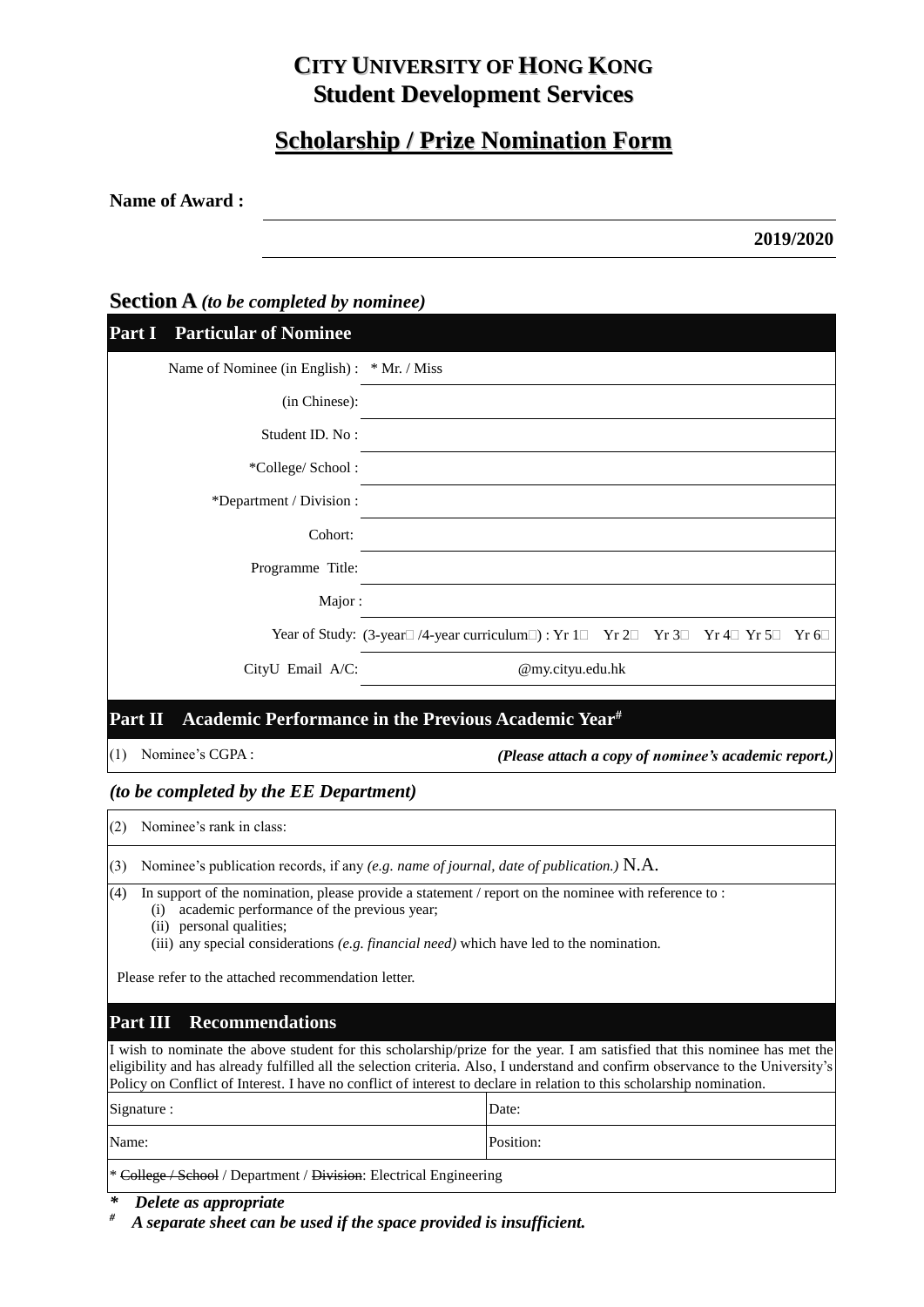# CITY UNIVERSITY OF HONG KONG
# Student Development Services

## Scholarship / Prize Nomination Form

**Name of Award :**

**2019/2020**

## Section A *(to be completed by nominee)*

### Part I Particular of Nominee

| | |
|---|---|
| Name of Nominee (in English) : | * Mr. / Miss |
| (in Chinese): | |
| Student ID. No : | |
| *College/ School : | |
| *Department / Division : | |
| Cohort: | |
| Programme Title: | |
| Major : | |
| Year of Study: | (3-year☐ /4-year curriculum☐) : Yr 1☐ Yr 2☐ Yr 3☐ Yr 4☐ Yr 5☐ Yr 6☐ |
| CityU Email A/C: | @my.cityu.edu.hk |

### Part II Academic Performance in the Previous Academic Year[#]

(1) Nominee's CGPA : *(Please attach a copy of nominee's academic report.)*

*(to be completed by the EE Department)*

(2) Nominee's rank in class:

(3) Nominee's publication records, if any *(e.g. name of journal, date of publication.)* N.A.

(4) In support of the nomination, please provide a statement / report on the nominee with reference to :
- (i) academic performance of the previous year;
- (ii) personal qualities;
- (iii) any special considerations *(e.g. financial need)* which have led to the nomination.

Please refer to the attached recommendation letter.

### Part III Recommendations

I wish to nominate the above student for this scholarship/prize for the year. I am satisfied that this nominee has met the eligibility and has already fulfilled all the selection criteria. Also, I understand and confirm observance to the University's Policy on Conflict of Interest. I have no conflict of interest to declare in relation to this scholarship nomination.

| | |
|---|---|
| Signature : | Date: |
| Name: | Position: |

* ~~College / School~~ / Department / ~~Division~~: Electrical Engineering

*\* Delete as appropriate*

*# A separate sheet can be used if the space provided is insufficient.*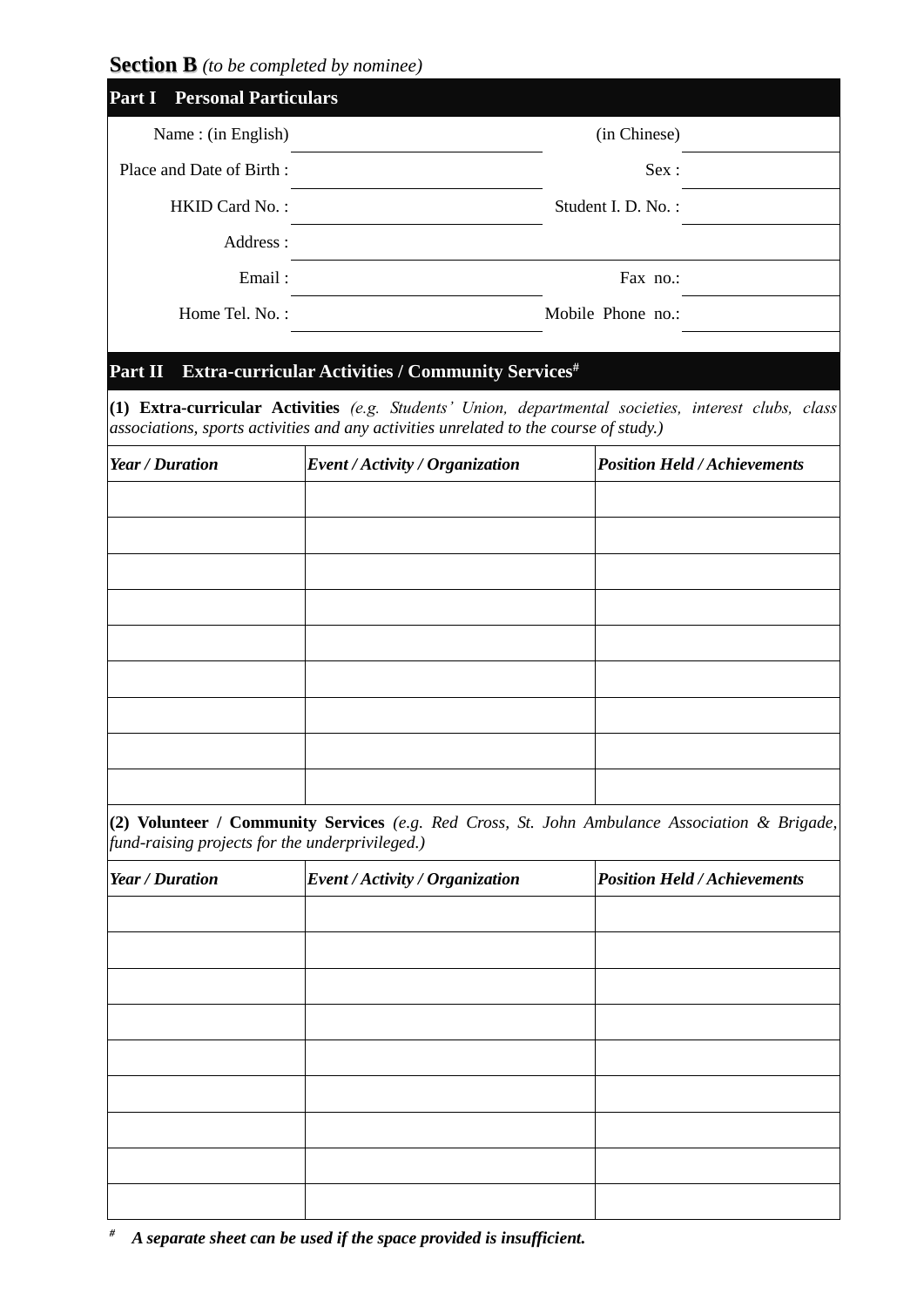**Section B** *(to be completed by nominee)*

## Part I Personal Particulars

| | | | |
|---|---|---|---|
| Name : (in English) | | (in Chinese) | |
| Place and Date of Birth : | | Sex : | |
| HKID Card No. : | | Student I. D. No. : | |
| Address : | | | |
| Email : | | Fax no.: | |
| Home Tel. No. : | | Mobile Phone no.: | |

## Part II Extra-curricular Activities / Community Services#

**(1) Extra-curricular Activities** *(e.g. Students' Union, departmental societies, interest clubs, class associations, sports activities and any activities unrelated to the course of study.)*

| *Year / Duration* | *Event / Activity / Organization* | *Position Held / Achievements* |
|---|---|---|
| | | |
| | | |
| | | |
| | | |
| | | |
| | | |
| | | |
| | | |
| | | |

**(2) Volunteer / Community Services** *(e.g. Red Cross, St. John Ambulance Association & Brigade, fund-raising projects for the underprivileged.)*

| *Year / Duration* | *Event / Activity / Organization* | *Position Held / Achievements* |
|---|---|---|
| | | |
| | | |
| | | |
| | | |
| | | |
| | | |
| | | |
| | | |
| | | |

# ***A separate sheet can be used if the space provided is insufficient.***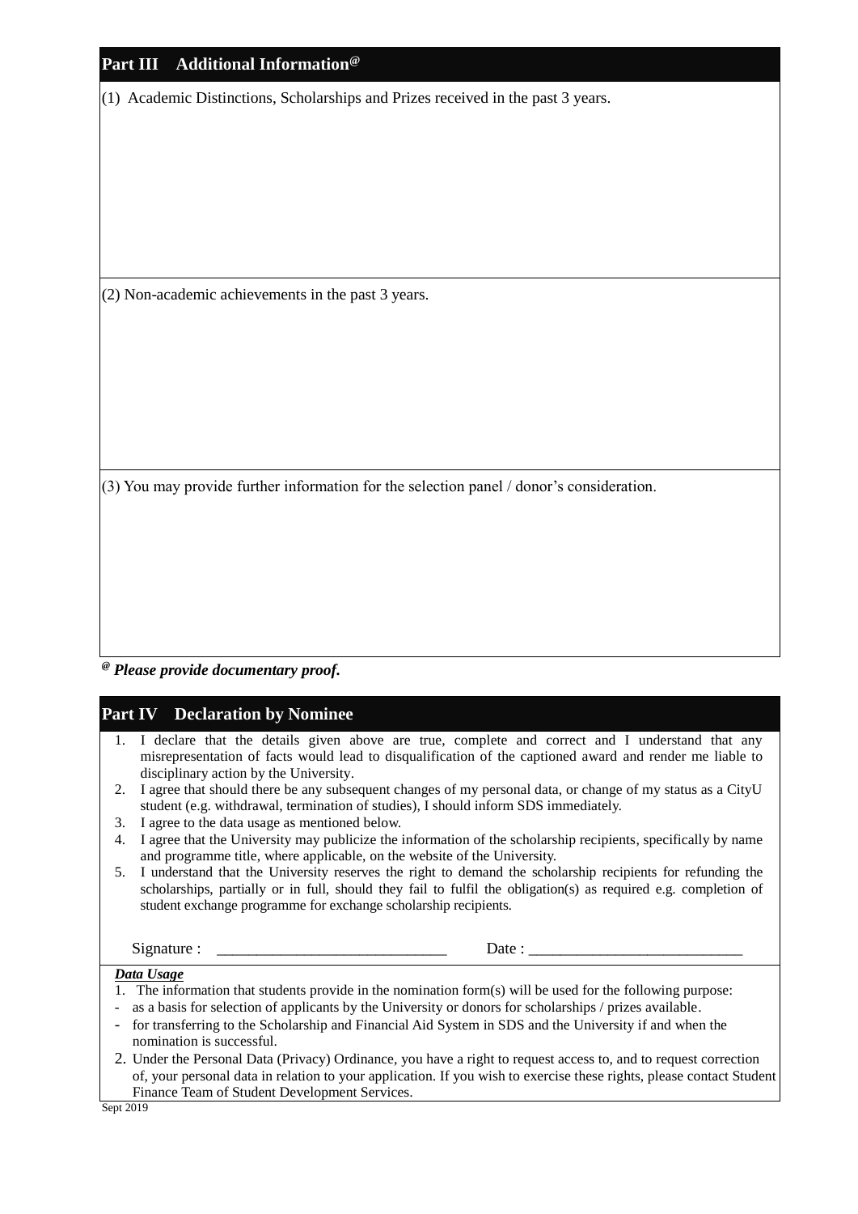## Part III Additional Information[@]

(1) Academic Distinctions, Scholarships and Prizes received in the past 3 years.

(2) Non-academic achievements in the past 3 years.

(3) You may provide further information for the selection panel / donor's consideration.

[@] ***Please provide documentary proof.***

## Part IV Declaration by Nominee

1. I declare that the details given above are true, complete and correct and I understand that any misrepresentation of facts would lead to disqualification of the captioned award and render me liable to disciplinary action by the University.
2. I agree that should there be any subsequent changes of my personal data, or change of my status as a CityU student (e.g. withdrawal, termination of studies), I should inform SDS immediately.
3. I agree to the data usage as mentioned below.
4. I agree that the University may publicize the information of the scholarship recipients, specifically by name and programme title, where applicable, on the website of the University.
5. I understand that the University reserves the right to demand the scholarship recipients for refunding the scholarships, partially or in full, should they fail to fulfil the obligation(s) as required e.g. completion of student exchange programme for exchange scholarship recipients.

Signature : ____________________________ Date : ___________________________

***Data Usage***

1. The information that students provide in the nomination form(s) will be used for the following purpose:
   - as a basis for selection of applicants by the University or donors for scholarships / prizes available.
   - for transferring to the Scholarship and Financial Aid System in SDS and the University if and when the nomination is successful.
2. Under the Personal Data (Privacy) Ordinance, you have a right to request access to, and to request correction of, your personal data in relation to your application. If you wish to exercise these rights, please contact Student Finance Team of Student Development Services.

Sept 2019